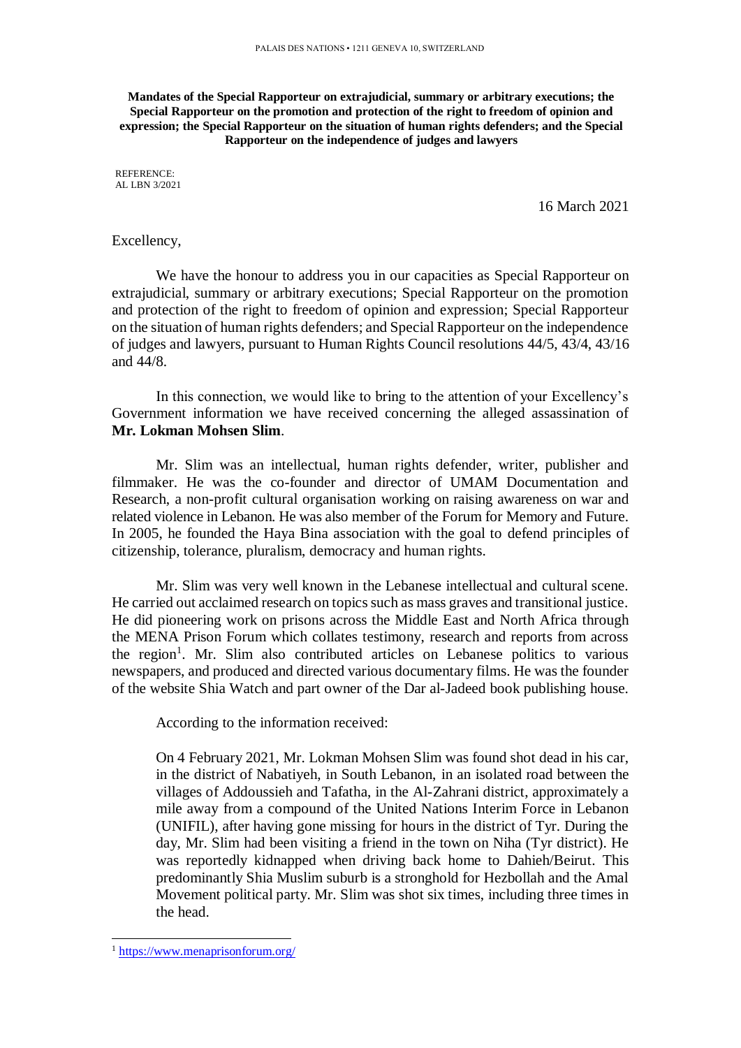**Mandates of the Special Rapporteur on extrajudicial, summary or arbitrary executions; the Special Rapporteur on the promotion and protection of the right to freedom of opinion and expression; the Special Rapporteur on the situation of human rights defenders; and the Special Rapporteur on the independence of judges and lawyers**

REFERENCE:
AL LBN 3/2021

16 March 2021

Excellency,

We have the honour to address you in our capacities as Special Rapporteur on extrajudicial, summary or arbitrary executions; Special Rapporteur on the promotion and protection of the right to freedom of opinion and expression; Special Rapporteur on the situation of human rights defenders; and Special Rapporteur on the independence of judges and lawyers, pursuant to Human Rights Council resolutions 44/5, 43/4, 43/16 and 44/8.

In this connection, we would like to bring to the attention of your Excellency's Government information we have received concerning the alleged assassination of **Mr. Lokman Mohsen Slim**.

Mr. Slim was an intellectual, human rights defender, writer, publisher and filmmaker. He was the co-founder and director of UMAM Documentation and Research, a non-profit cultural organisation working on raising awareness on war and related violence in Lebanon. He was also member of the Forum for Memory and Future. In 2005, he founded the Haya Bina association with the goal to defend principles of citizenship, tolerance, pluralism, democracy and human rights.

Mr. Slim was very well known in the Lebanese intellectual and cultural scene. He carried out acclaimed research on topics such as mass graves and transitional justice. He did pioneering work on prisons across the Middle East and North Africa through the MENA Prison Forum which collates testimony, research and reports from across the region[1]. Mr. Slim also contributed articles on Lebanese politics to various newspapers, and produced and directed various documentary films. He was the founder of the website Shia Watch and part owner of the Dar al-Jadeed book publishing house.

According to the information received:

> On 4 February 2021, Mr. Lokman Mohsen Slim was found shot dead in his car, in the district of Nabatiyeh, in South Lebanon, in an isolated road between the villages of Addoussieh and Tafatha, in the Al-Zahrani district, approximately a mile away from a compound of the United Nations Interim Force in Lebanon (UNIFIL), after having gone missing for hours in the district of Tyr. During the day, Mr. Slim had been visiting a friend in the town on Niha (Tyr district). He was reportedly kidnapped when driving back home to Dahieh/Beirut. This predominantly Shia Muslim suburb is a stronghold for Hezbollah and the Amal Movement political party. Mr. Slim was shot six times, including three times in the head.

[1] https://www.menaprisonforum.org/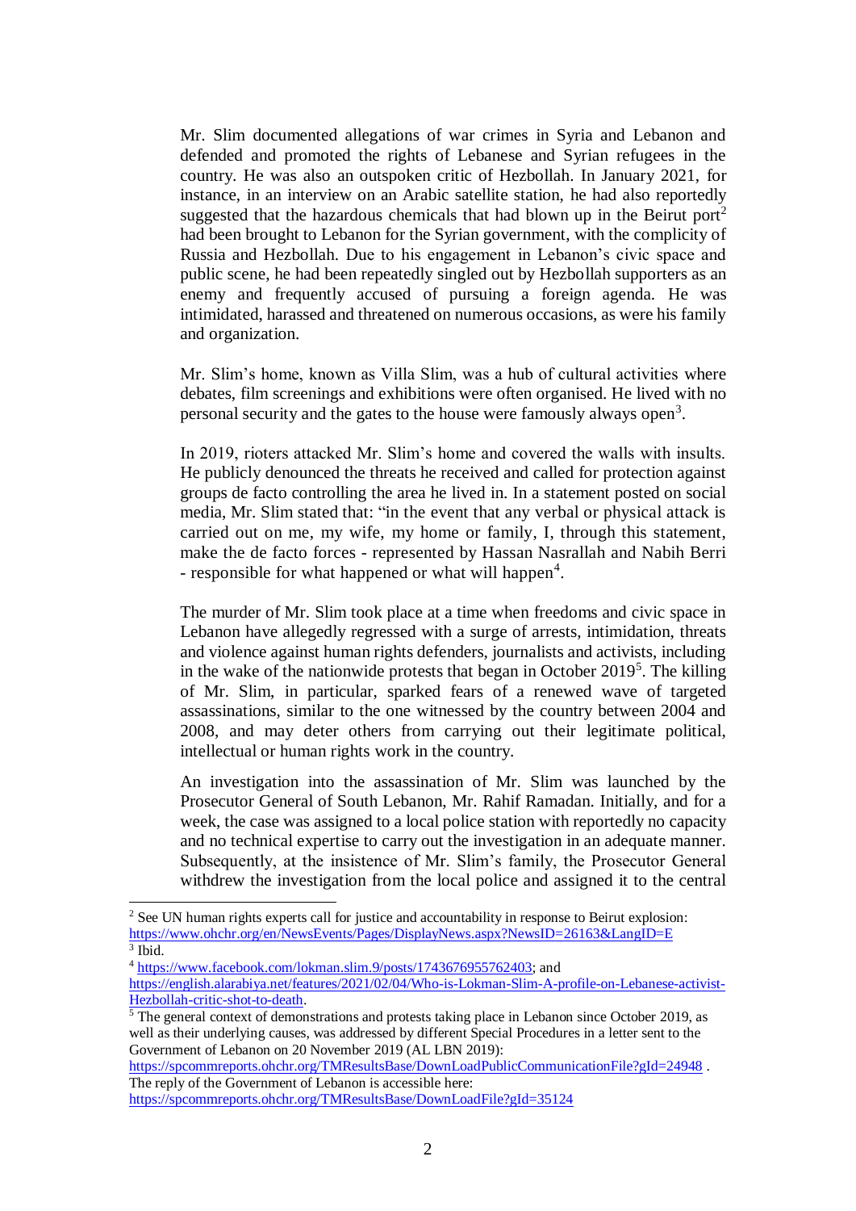Mr. Slim documented allegations of war crimes in Syria and Lebanon and defended and promoted the rights of Lebanese and Syrian refugees in the country. He was also an outspoken critic of Hezbollah. In January 2021, for instance, in an interview on an Arabic satellite station, he had also reportedly suggested that the hazardous chemicals that had blown up in the Beirut port[2] had been brought to Lebanon for the Syrian government, with the complicity of Russia and Hezbollah. Due to his engagement in Lebanon's civic space and public scene, he had been repeatedly singled out by Hezbollah supporters as an enemy and frequently accused of pursuing a foreign agenda. He was intimidated, harassed and threatened on numerous occasions, as were his family and organization.

Mr. Slim's home, known as Villa Slim, was a hub of cultural activities where debates, film screenings and exhibitions were often organised. He lived with no personal security and the gates to the house were famously always open[3].

In 2019, rioters attacked Mr. Slim's home and covered the walls with insults. He publicly denounced the threats he received and called for protection against groups de facto controlling the area he lived in. In a statement posted on social media, Mr. Slim stated that: "in the event that any verbal or physical attack is carried out on me, my wife, my home or family, I, through this statement, make the de facto forces - represented by Hassan Nasrallah and Nabih Berri - responsible for what happened or what will happen[4].

The murder of Mr. Slim took place at a time when freedoms and civic space in Lebanon have allegedly regressed with a surge of arrests, intimidation, threats and violence against human rights defenders, journalists and activists, including in the wake of the nationwide protests that began in October 2019[5]. The killing of Mr. Slim, in particular, sparked fears of a renewed wave of targeted assassinations, similar to the one witnessed by the country between 2004 and 2008, and may deter others from carrying out their legitimate political, intellectual or human rights work in the country.

An investigation into the assassination of Mr. Slim was launched by the Prosecutor General of South Lebanon, Mr. Rahif Ramadan. Initially, and for a week, the case was assigned to a local police station with reportedly no capacity and no technical expertise to carry out the investigation in an adequate manner. Subsequently, at the insistence of Mr. Slim's family, the Prosecutor General withdrew the investigation from the local police and assigned it to the central

---

[2] See UN human rights experts call for justice and accountability in response to Beirut explosion: https://www.ohchr.org/en/NewsEvents/Pages/DisplayNews.aspx?NewsID=26163&LangID=E

[3] Ibid.

[4] https://www.facebook.com/lokman.slim.9/posts/1743676955762403; and https://english.alarabiya.net/features/2021/02/04/Who-is-Lokman-Slim-A-profile-on-Lebanese-activist-Hezbollah-critic-shot-to-death.

[5] The general context of demonstrations and protests taking place in Lebanon since October 2019, as well as their underlying causes, was addressed by different Special Procedures in a letter sent to the Government of Lebanon on 20 November 2019 (AL LBN 2019): https://spcommreports.ohchr.org/TMResultsBase/DownLoadPublicCommunicationFile?gId=24948 . The reply of the Government of Lebanon is accessible here: https://spcommreports.ohchr.org/TMResultsBase/DownLoadFile?gId=35124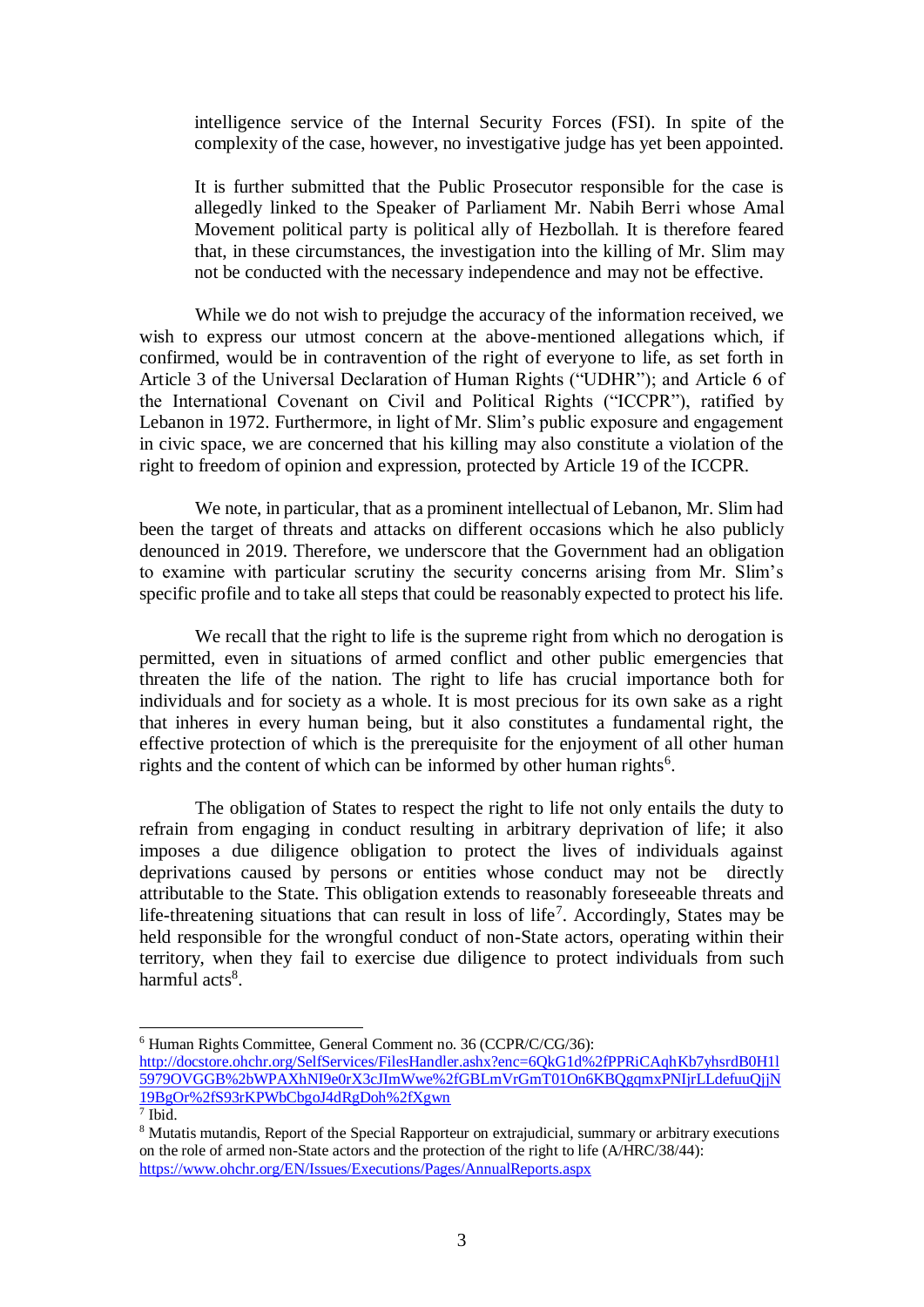intelligence service of the Internal Security Forces (FSI). In spite of the complexity of the case, however, no investigative judge has yet been appointed.

It is further submitted that the Public Prosecutor responsible for the case is allegedly linked to the Speaker of Parliament Mr. Nabih Berri whose Amal Movement political party is political ally of Hezbollah. It is therefore feared that, in these circumstances, the investigation into the killing of Mr. Slim may not be conducted with the necessary independence and may not be effective.

While we do not wish to prejudge the accuracy of the information received, we wish to express our utmost concern at the above-mentioned allegations which, if confirmed, would be in contravention of the right of everyone to life, as set forth in Article 3 of the Universal Declaration of Human Rights ("UDHR"); and Article 6 of the International Covenant on Civil and Political Rights ("ICCPR"), ratified by Lebanon in 1972. Furthermore, in light of Mr. Slim's public exposure and engagement in civic space, we are concerned that his killing may also constitute a violation of the right to freedom of opinion and expression, protected by Article 19 of the ICCPR.

We note, in particular, that as a prominent intellectual of Lebanon, Mr. Slim had been the target of threats and attacks on different occasions which he also publicly denounced in 2019. Therefore, we underscore that the Government had an obligation to examine with particular scrutiny the security concerns arising from Mr. Slim's specific profile and to take all steps that could be reasonably expected to protect his life.

We recall that the right to life is the supreme right from which no derogation is permitted, even in situations of armed conflict and other public emergencies that threaten the life of the nation. The right to life has crucial importance both for individuals and for society as a whole. It is most precious for its own sake as a right that inheres in every human being, but it also constitutes a fundamental right, the effective protection of which is the prerequisite for the enjoyment of all other human rights and the content of which can be informed by other human rights[6].

The obligation of States to respect the right to life not only entails the duty to refrain from engaging in conduct resulting in arbitrary deprivation of life; it also imposes a due diligence obligation to protect the lives of individuals against deprivations caused by persons or entities whose conduct may not be directly attributable to the State. This obligation extends to reasonably foreseeable threats and life-threatening situations that can result in loss of life[7]. Accordingly, States may be held responsible for the wrongful conduct of non-State actors, operating within their territory, when they fail to exercise due diligence to protect individuals from such harmful acts[8].

---

[6] Human Rights Committee, General Comment no. 36 (CCPR/C/CG/36): http://docstore.ohchr.org/SelfServices/FilesHandler.ashx?enc=6QkG1d%2fPPRiCAqhKb7yhsrdB0H1l5979OVGGB%2bWPAXhNI9e0rX3cJImWwe%2fGBLmVrGmT01On6KBQgqmxPNIjrLLdefuuQjjN19BgOr%2fS93rKPWbCbgoJ4dRgDoh%2fXgwn

[7] Ibid.

[8] Mutatis mutandis, Report of the Special Rapporteur on extrajudicial, summary or arbitrary executions on the role of armed non-State actors and the protection of the right to life (A/HRC/38/44): https://www.ohchr.org/EN/Issues/Executions/Pages/AnnualReports.aspx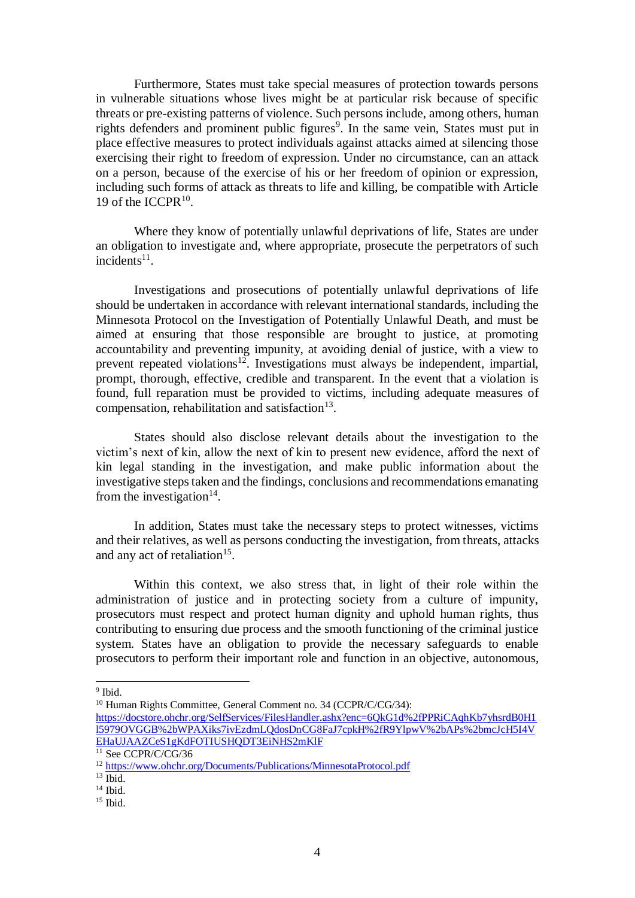Furthermore, States must take special measures of protection towards persons in vulnerable situations whose lives might be at particular risk because of specific threats or pre-existing patterns of violence. Such persons include, among others, human rights defenders and prominent public figures[9]. In the same vein, States must put in place effective measures to protect individuals against attacks aimed at silencing those exercising their right to freedom of expression. Under no circumstance, can an attack on a person, because of the exercise of his or her freedom of opinion or expression, including such forms of attack as threats to life and killing, be compatible with Article 19 of the ICCPR[10].

Where they know of potentially unlawful deprivations of life, States are under an obligation to investigate and, where appropriate, prosecute the perpetrators of such incidents[11].

Investigations and prosecutions of potentially unlawful deprivations of life should be undertaken in accordance with relevant international standards, including the Minnesota Protocol on the Investigation of Potentially Unlawful Death, and must be aimed at ensuring that those responsible are brought to justice, at promoting accountability and preventing impunity, at avoiding denial of justice, with a view to prevent repeated violations[12]. Investigations must always be independent, impartial, prompt, thorough, effective, credible and transparent. In the event that a violation is found, full reparation must be provided to victims, including adequate measures of compensation, rehabilitation and satisfaction[13].

States should also disclose relevant details about the investigation to the victim's next of kin, allow the next of kin to present new evidence, afford the next of kin legal standing in the investigation, and make public information about the investigative steps taken and the findings, conclusions and recommendations emanating from the investigation[14].

In addition, States must take the necessary steps to protect witnesses, victims and their relatives, as well as persons conducting the investigation, from threats, attacks and any act of retaliation[15].

Within this context, we also stress that, in light of their role within the administration of justice and in protecting society from a culture of impunity, prosecutors must respect and protect human dignity and uphold human rights, thus contributing to ensuring due process and the smooth functioning of the criminal justice system. States have an obligation to provide the necessary safeguards to enable prosecutors to perform their important role and function in an objective, autonomous,

---

[9] Ibid.

[10] Human Rights Committee, General Comment no. 34 (CCPR/C/CG/34): https://docstore.ohchr.org/SelfServices/FilesHandler.ashx?enc=6QkG1d%2fPPRiCAqhKb7yhsrdB0H1l5979OVGGB%2bWPAXiks7ivEzdmLQdosDnCG8FaJ7cpkH%2fR9YlpwV%2bAPs%2bmcJcH5I4VEHaUJAAZCeS1gKdFOTIUSHQDT3EiNHS2mKlF

[11] See CCPR/C/CG/36

[12] https://www.ohchr.org/Documents/Publications/MinnesotaProtocol.pdf

[13] Ibid.

[14] Ibid.

[15] Ibid.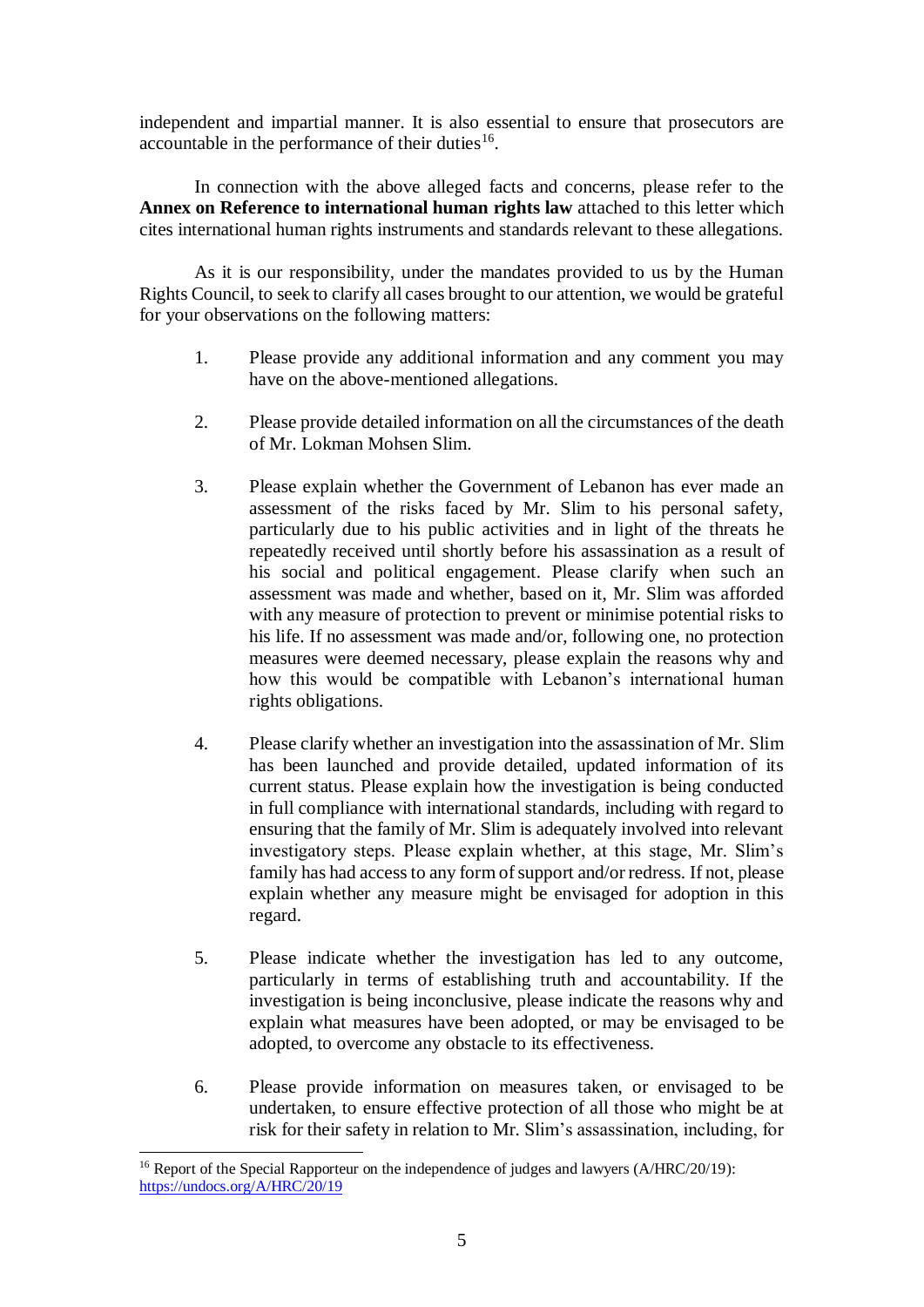independent and impartial manner. It is also essential to ensure that prosecutors are accountable in the performance of their duties[16].

In connection with the above alleged facts and concerns, please refer to the **Annex on Reference to international human rights law** attached to this letter which cites international human rights instruments and standards relevant to these allegations.

As it is our responsibility, under the mandates provided to us by the Human Rights Council, to seek to clarify all cases brought to our attention, we would be grateful for your observations on the following matters:

1. Please provide any additional information and any comment you may have on the above-mentioned allegations.

2. Please provide detailed information on all the circumstances of the death of Mr. Lokman Mohsen Slim.

3. Please explain whether the Government of Lebanon has ever made an assessment of the risks faced by Mr. Slim to his personal safety, particularly due to his public activities and in light of the threats he repeatedly received until shortly before his assassination as a result of his social and political engagement. Please clarify when such an assessment was made and whether, based on it, Mr. Slim was afforded with any measure of protection to prevent or minimise potential risks to his life. If no assessment was made and/or, following one, no protection measures were deemed necessary, please explain the reasons why and how this would be compatible with Lebanon's international human rights obligations.

4. Please clarify whether an investigation into the assassination of Mr. Slim has been launched and provide detailed, updated information of its current status. Please explain how the investigation is being conducted in full compliance with international standards, including with regard to ensuring that the family of Mr. Slim is adequately involved into relevant investigatory steps. Please explain whether, at this stage, Mr. Slim's family has had access to any form of support and/or redress. If not, please explain whether any measure might be envisaged for adoption in this regard.

5. Please indicate whether the investigation has led to any outcome, particularly in terms of establishing truth and accountability. If the investigation is being inconclusive, please indicate the reasons why and explain what measures have been adopted, or may be envisaged to be adopted, to overcome any obstacle to its effectiveness.

6. Please provide information on measures taken, or envisaged to be undertaken, to ensure effective protection of all those who might be at risk for their safety in relation to Mr. Slim's assassination, including, for

---

[16] Report of the Special Rapporteur on the independence of judges and lawyers (A/HRC/20/19): https://undocs.org/A/HRC/20/19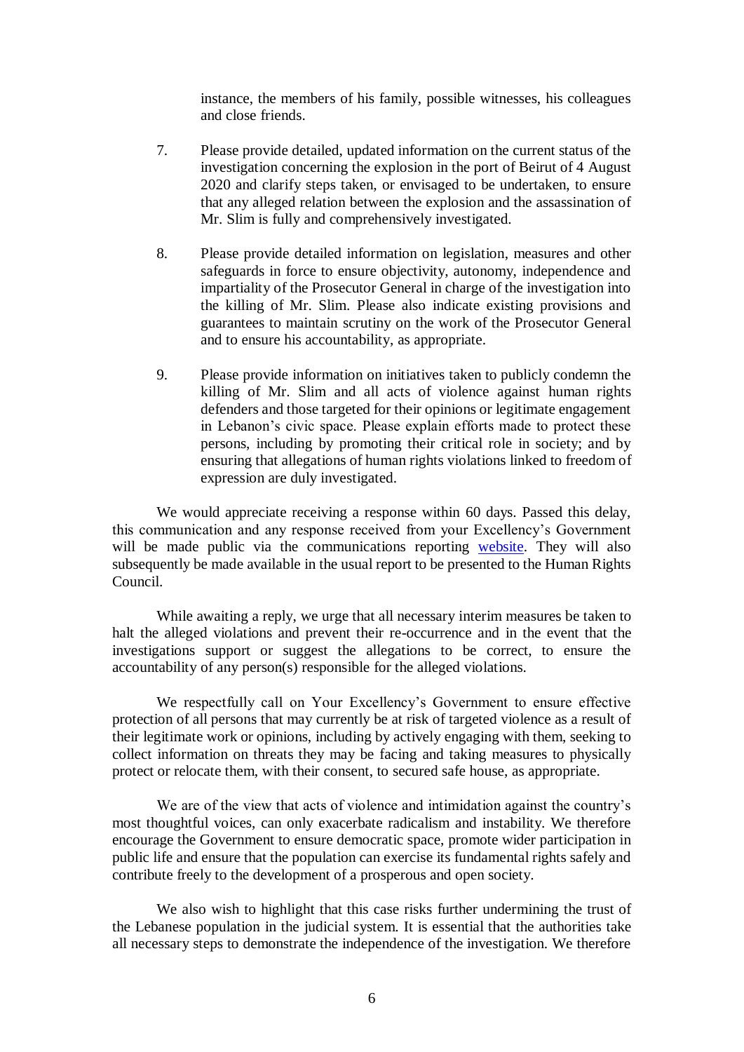instance, the members of his family, possible witnesses, his colleagues and close friends.

7. Please provide detailed, updated information on the current status of the investigation concerning the explosion in the port of Beirut of 4 August 2020 and clarify steps taken, or envisaged to be undertaken, to ensure that any alleged relation between the explosion and the assassination of Mr. Slim is fully and comprehensively investigated.

8. Please provide detailed information on legislation, measures and other safeguards in force to ensure objectivity, autonomy, independence and impartiality of the Prosecutor General in charge of the investigation into the killing of Mr. Slim. Please also indicate existing provisions and guarantees to maintain scrutiny on the work of the Prosecutor General and to ensure his accountability, as appropriate.

9. Please provide information on initiatives taken to publicly condemn the killing of Mr. Slim and all acts of violence against human rights defenders and those targeted for their opinions or legitimate engagement in Lebanon's civic space. Please explain efforts made to protect these persons, including by promoting their critical role in society; and by ensuring that allegations of human rights violations linked to freedom of expression are duly investigated.

We would appreciate receiving a response within 60 days. Passed this delay, this communication and any response received from your Excellency's Government will be made public via the communications reporting [website](website). They will also subsequently be made available in the usual report to be presented to the Human Rights Council.

While awaiting a reply, we urge that all necessary interim measures be taken to halt the alleged violations and prevent their re-occurrence and in the event that the investigations support or suggest the allegations to be correct, to ensure the accountability of any person(s) responsible for the alleged violations.

We respectfully call on Your Excellency's Government to ensure effective protection of all persons that may currently be at risk of targeted violence as a result of their legitimate work or opinions, including by actively engaging with them, seeking to collect information on threats they may be facing and taking measures to physically protect or relocate them, with their consent, to secured safe house, as appropriate.

We are of the view that acts of violence and intimidation against the country's most thoughtful voices, can only exacerbate radicalism and instability. We therefore encourage the Government to ensure democratic space, promote wider participation in public life and ensure that the population can exercise its fundamental rights safely and contribute freely to the development of a prosperous and open society.

We also wish to highlight that this case risks further undermining the trust of the Lebanese population in the judicial system. It is essential that the authorities take all necessary steps to demonstrate the independence of the investigation. We therefore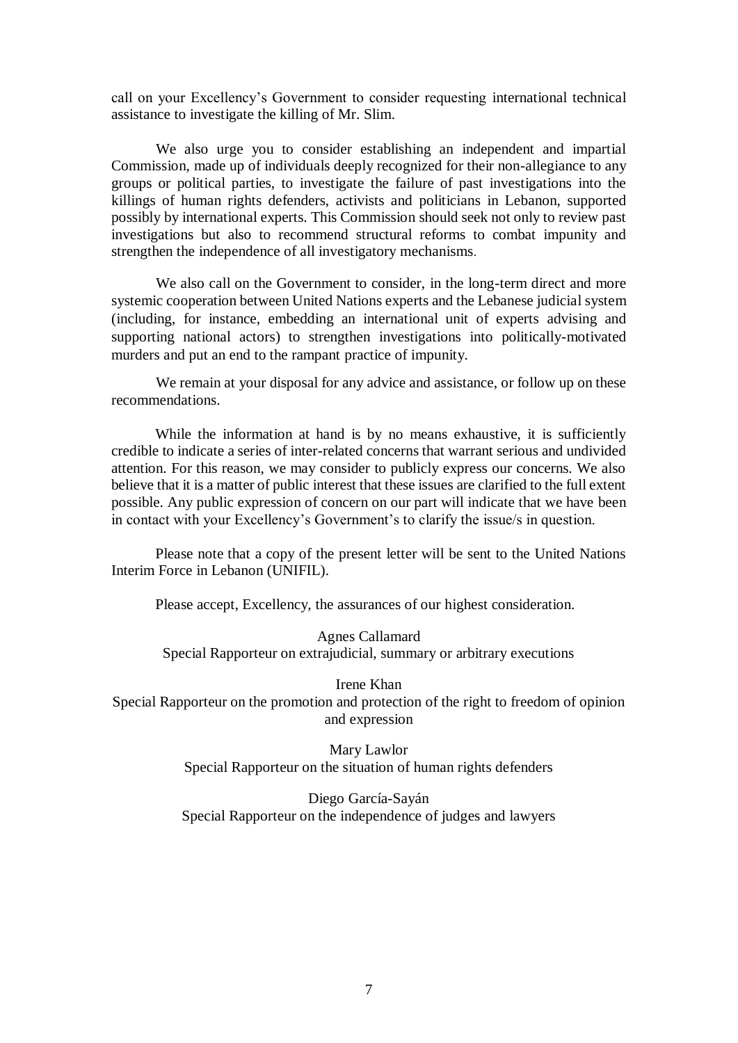call on your Excellency's Government to consider requesting international technical assistance to investigate the killing of Mr. Slim.

We also urge you to consider establishing an independent and impartial Commission, made up of individuals deeply recognized for their non-allegiance to any groups or political parties, to investigate the failure of past investigations into the killings of human rights defenders, activists and politicians in Lebanon, supported possibly by international experts. This Commission should seek not only to review past investigations but also to recommend structural reforms to combat impunity and strengthen the independence of all investigatory mechanisms.

We also call on the Government to consider, in the long-term direct and more systemic cooperation between United Nations experts and the Lebanese judicial system (including, for instance, embedding an international unit of experts advising and supporting national actors) to strengthen investigations into politically-motivated murders and put an end to the rampant practice of impunity.

We remain at your disposal for any advice and assistance, or follow up on these recommendations.

While the information at hand is by no means exhaustive, it is sufficiently credible to indicate a series of inter-related concerns that warrant serious and undivided attention. For this reason, we may consider to publicly express our concerns. We also believe that it is a matter of public interest that these issues are clarified to the full extent possible. Any public expression of concern on our part will indicate that we have been in contact with your Excellency's Government's to clarify the issue/s in question.

Please note that a copy of the present letter will be sent to the United Nations Interim Force in Lebanon (UNIFIL).

Please accept, Excellency, the assurances of our highest consideration.

Agnes Callamard
Special Rapporteur on extrajudicial, summary or arbitrary executions

Irene Khan
Special Rapporteur on the promotion and protection of the right to freedom of opinion and expression

Mary Lawlor
Special Rapporteur on the situation of human rights defenders

Diego García-Sayán
Special Rapporteur on the independence of judges and lawyers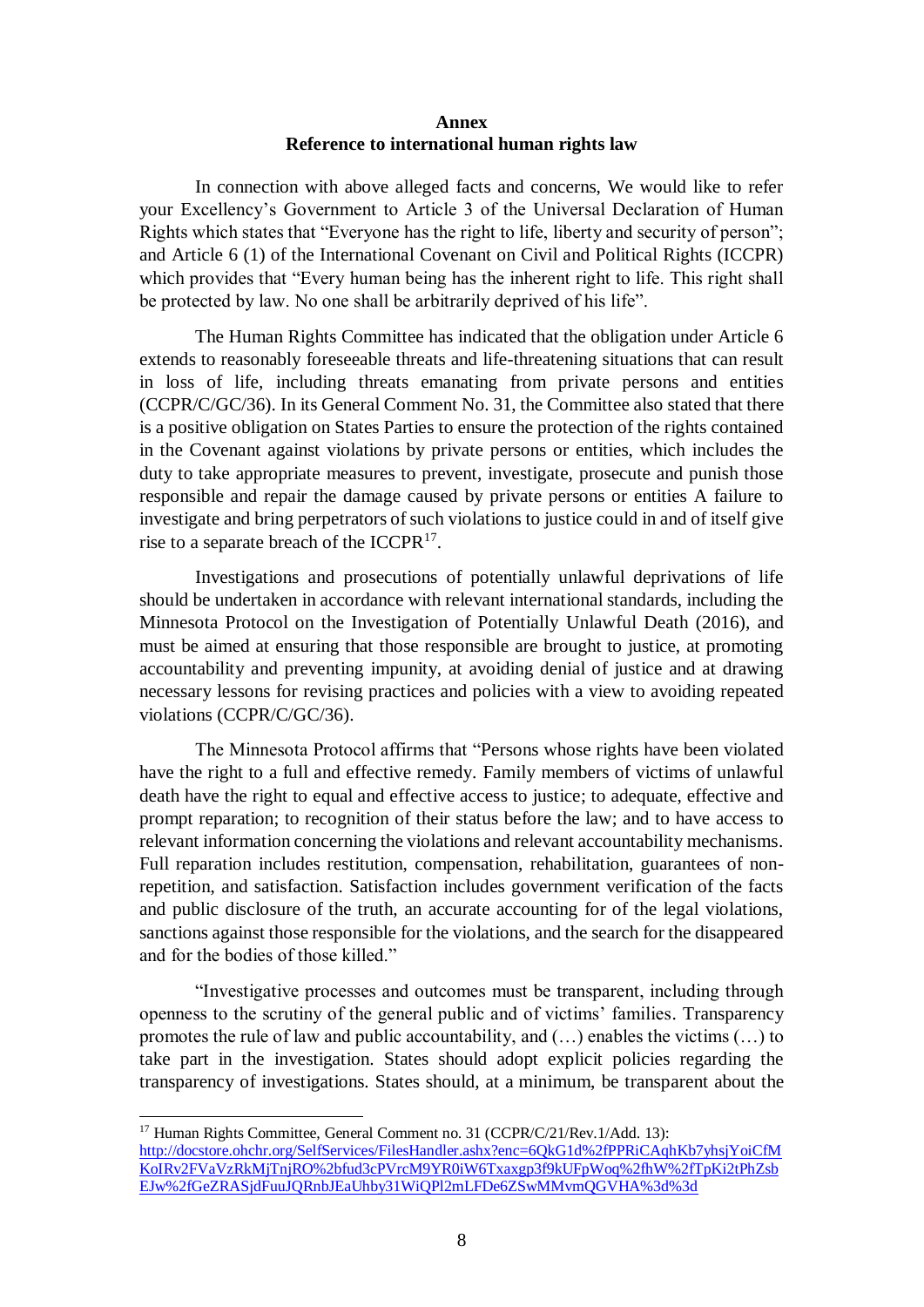**Annex**
**Reference to international human rights law**

In connection with above alleged facts and concerns, We would like to refer your Excellency's Government to Article 3 of the Universal Declaration of Human Rights which states that "Everyone has the right to life, liberty and security of person"; and Article 6 (1) of the International Covenant on Civil and Political Rights (ICCPR) which provides that "Every human being has the inherent right to life. This right shall be protected by law. No one shall be arbitrarily deprived of his life".

The Human Rights Committee has indicated that the obligation under Article 6 extends to reasonably foreseeable threats and life-threatening situations that can result in loss of life, including threats emanating from private persons and entities (CCPR/C/GC/36). In its General Comment No. 31, the Committee also stated that there is a positive obligation on States Parties to ensure the protection of the rights contained in the Covenant against violations by private persons or entities, which includes the duty to take appropriate measures to prevent, investigate, prosecute and punish those responsible and repair the damage caused by private persons or entities A failure to investigate and bring perpetrators of such violations to justice could in and of itself give rise to a separate breach of the ICCPR[17].

Investigations and prosecutions of potentially unlawful deprivations of life should be undertaken in accordance with relevant international standards, including the Minnesota Protocol on the Investigation of Potentially Unlawful Death (2016), and must be aimed at ensuring that those responsible are brought to justice, at promoting accountability and preventing impunity, at avoiding denial of justice and at drawing necessary lessons for revising practices and policies with a view to avoiding repeated violations (CCPR/C/GC/36).

The Minnesota Protocol affirms that "Persons whose rights have been violated have the right to a full and effective remedy. Family members of victims of unlawful death have the right to equal and effective access to justice; to adequate, effective and prompt reparation; to recognition of their status before the law; and to have access to relevant information concerning the violations and relevant accountability mechanisms. Full reparation includes restitution, compensation, rehabilitation, guarantees of non-repetition, and satisfaction. Satisfaction includes government verification of the facts and public disclosure of the truth, an accurate accounting for of the legal violations, sanctions against those responsible for the violations, and the search for the disappeared and for the bodies of those killed."

"Investigative processes and outcomes must be transparent, including through openness to the scrutiny of the general public and of victims' families. Transparency promotes the rule of law and public accountability, and (…) enables the victims (…) to take part in the investigation. States should adopt explicit policies regarding the transparency of investigations. States should, at a minimum, be transparent about the

---

[17] Human Rights Committee, General Comment no. 31 (CCPR/C/21/Rev.1/Add. 13): http://docstore.ohchr.org/SelfServices/FilesHandler.ashx?enc=6QkG1d%2fPPRiCAqhKb7yhsjYoiCfMKoIRv2FVaVzRkMjTnjRO%2bfud3cPVrcM9YR0iW6Txaxgp3f9kUFpWoq%2fhW%2fTpKi2tPhZsbEJw%2fGeZRASjdFuuJQRnbJEaUhby31WiQPl2mLFDe6ZSwMMvmQGVHA%3d%3d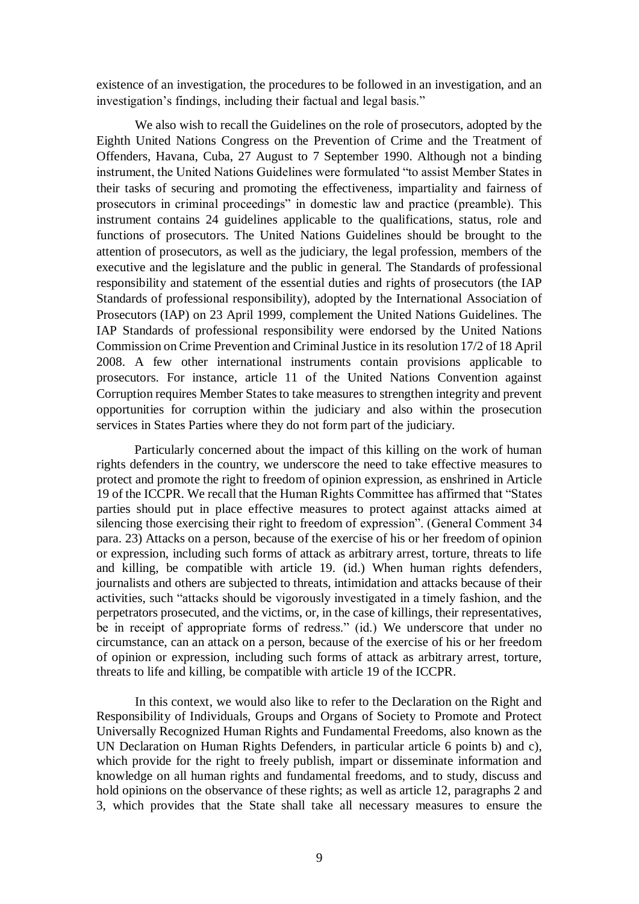existence of an investigation, the procedures to be followed in an investigation, and an investigation's findings, including their factual and legal basis."

We also wish to recall the Guidelines on the role of prosecutors, adopted by the Eighth United Nations Congress on the Prevention of Crime and the Treatment of Offenders, Havana, Cuba, 27 August to 7 September 1990. Although not a binding instrument, the United Nations Guidelines were formulated "to assist Member States in their tasks of securing and promoting the effectiveness, impartiality and fairness of prosecutors in criminal proceedings" in domestic law and practice (preamble). This instrument contains 24 guidelines applicable to the qualifications, status, role and functions of prosecutors. The United Nations Guidelines should be brought to the attention of prosecutors, as well as the judiciary, the legal profession, members of the executive and the legislature and the public in general. The Standards of professional responsibility and statement of the essential duties and rights of prosecutors (the IAP Standards of professional responsibility), adopted by the International Association of Prosecutors (IAP) on 23 April 1999, complement the United Nations Guidelines. The IAP Standards of professional responsibility were endorsed by the United Nations Commission on Crime Prevention and Criminal Justice in its resolution 17/2 of 18 April 2008. A few other international instruments contain provisions applicable to prosecutors. For instance, article 11 of the United Nations Convention against Corruption requires Member States to take measures to strengthen integrity and prevent opportunities for corruption within the judiciary and also within the prosecution services in States Parties where they do not form part of the judiciary.

Particularly concerned about the impact of this killing on the work of human rights defenders in the country, we underscore the need to take effective measures to protect and promote the right to freedom of opinion expression, as enshrined in Article 19 of the ICCPR. We recall that the Human Rights Committee has affirmed that "States parties should put in place effective measures to protect against attacks aimed at silencing those exercising their right to freedom of expression". (General Comment 34 para. 23) Attacks on a person, because of the exercise of his or her freedom of opinion or expression, including such forms of attack as arbitrary arrest, torture, threats to life and killing, be compatible with article 19. (id.) When human rights defenders, journalists and others are subjected to threats, intimidation and attacks because of their activities, such "attacks should be vigorously investigated in a timely fashion, and the perpetrators prosecuted, and the victims, or, in the case of killings, their representatives, be in receipt of appropriate forms of redress." (id.) We underscore that under no circumstance, can an attack on a person, because of the exercise of his or her freedom of opinion or expression, including such forms of attack as arbitrary arrest, torture, threats to life and killing, be compatible with article 19 of the ICCPR.

In this context, we would also like to refer to the Declaration on the Right and Responsibility of Individuals, Groups and Organs of Society to Promote and Protect Universally Recognized Human Rights and Fundamental Freedoms, also known as the UN Declaration on Human Rights Defenders, in particular article 6 points b) and c), which provide for the right to freely publish, impart or disseminate information and knowledge on all human rights and fundamental freedoms, and to study, discuss and hold opinions on the observance of these rights; as well as article 12, paragraphs 2 and 3, which provides that the State shall take all necessary measures to ensure the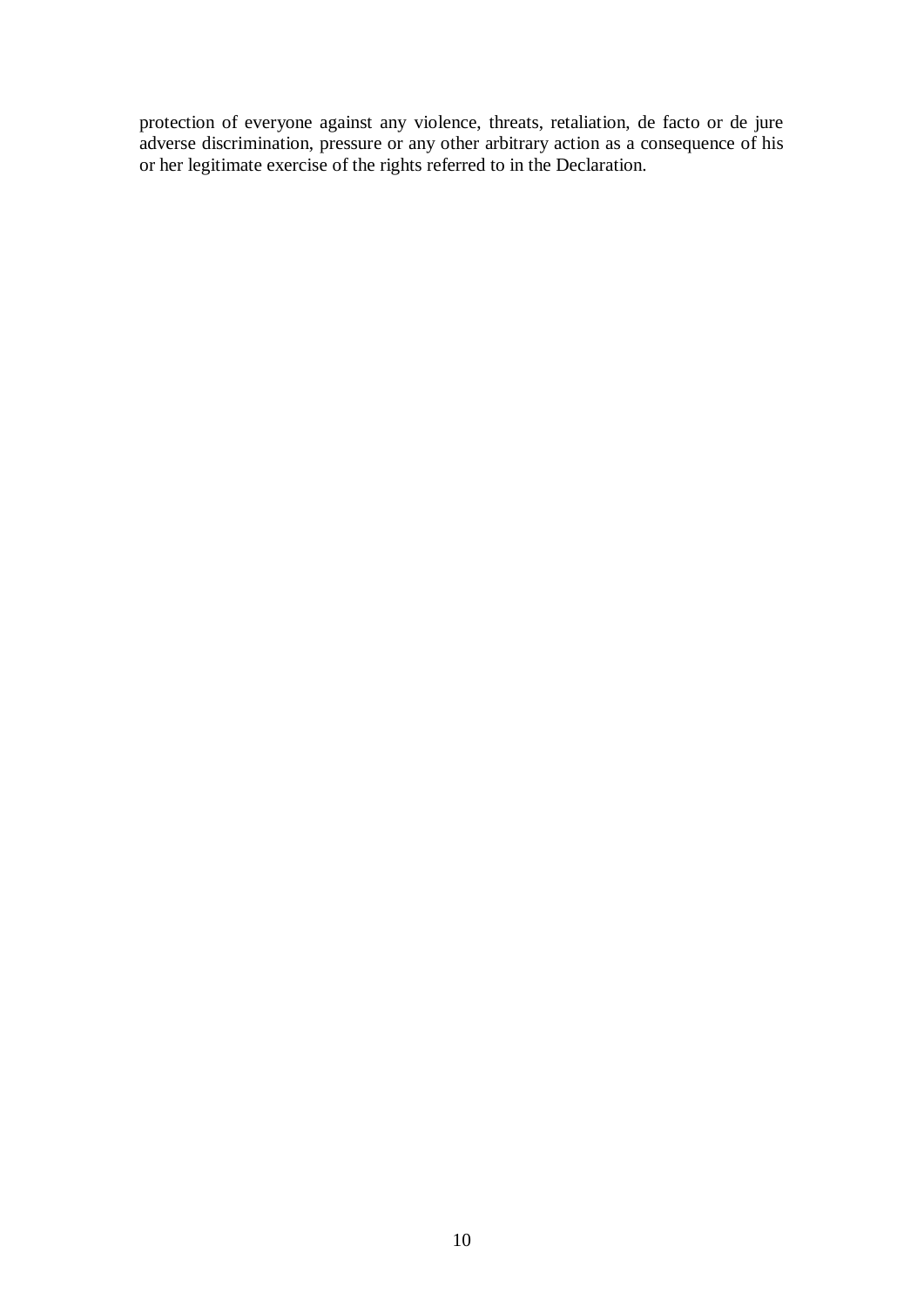protection of everyone against any violence, threats, retaliation, de facto or de jure adverse discrimination, pressure or any other arbitrary action as a consequence of his or her legitimate exercise of the rights referred to in the Declaration.